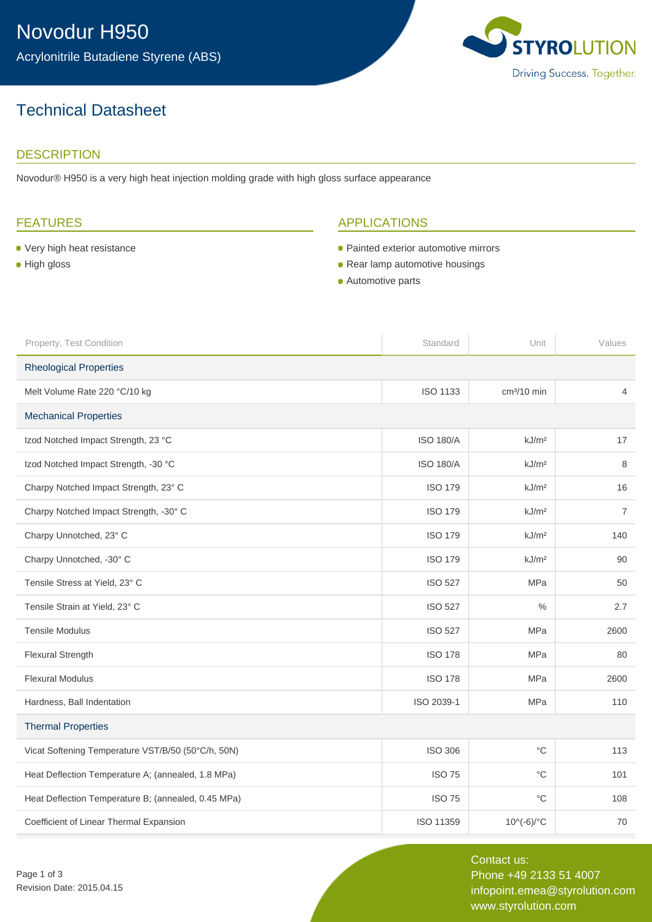# Novodur H950

Acrylonitrile Butadiene Styrene (ABS)

STYROLUTION

Driving Success. Together.

## Technical Datasheet

### DESCRIPTION

Novodur® H950 is a very high heat injection molding grade with high gloss surface appearance

### FEATURES

- Very high heat resistance
- High gloss

### APPLICATIONS

- Painted exterior automotive mirrors
- Rear lamp automotive housings
- Automotive parts

| Property, Test Condition | Standard | Unit | Values |
|---|---|---|---|
| **Rheological Properties** | | | |
| Melt Volume Rate 220 °C/10 kg | ISO 1133 | cm³/10 min | 4 |
| **Mechanical Properties** | | | |
| Izod Notched Impact Strength, 23 °C | ISO 180/A | kJ/m² | 17 |
| Izod Notched Impact Strength, -30 °C | ISO 180/A | kJ/m² | 8 |
| Charpy Notched Impact Strength, 23° C | ISO 179 | kJ/m² | 16 |
| Charpy Notched Impact Strength, -30° C | ISO 179 | kJ/m² | 7 |
| Charpy Unnotched, 23° C | ISO 179 | kJ/m² | 140 |
| Charpy Unnotched, -30° C | ISO 179 | kJ/m² | 90 |
| Tensile Stress at Yield, 23° C | ISO 527 | MPa | 50 |
| Tensile Strain at Yield, 23° C | ISO 527 | % | 2.7 |
| Tensile Modulus | ISO 527 | MPa | 2600 |
| Flexural Strength | ISO 178 | MPa | 80 |
| Flexural Modulus | ISO 178 | MPa | 2600 |
| Hardness, Ball Indentation | ISO 2039-1 | MPa | 110 |
| **Thermal Properties** | | | |
| Vicat Softening Temperature VST/B/50 (50°C/h, 50N) | ISO 306 | °C | 113 |
| Heat Deflection Temperature A; (annealed, 1.8 MPa) | ISO 75 | °C | 101 |
| Heat Deflection Temperature B; (annealed, 0.45 MPa) | ISO 75 | °C | 108 |
| Coefficient of Linear Thermal Expansion | ISO 11359 | 10^(-6)/°C | 70 |

Revision Date: 2015.04.15

Contact us:
Phone +49 2133 51 4007
infopoint.emea@styrolution.com
www.styrolution.com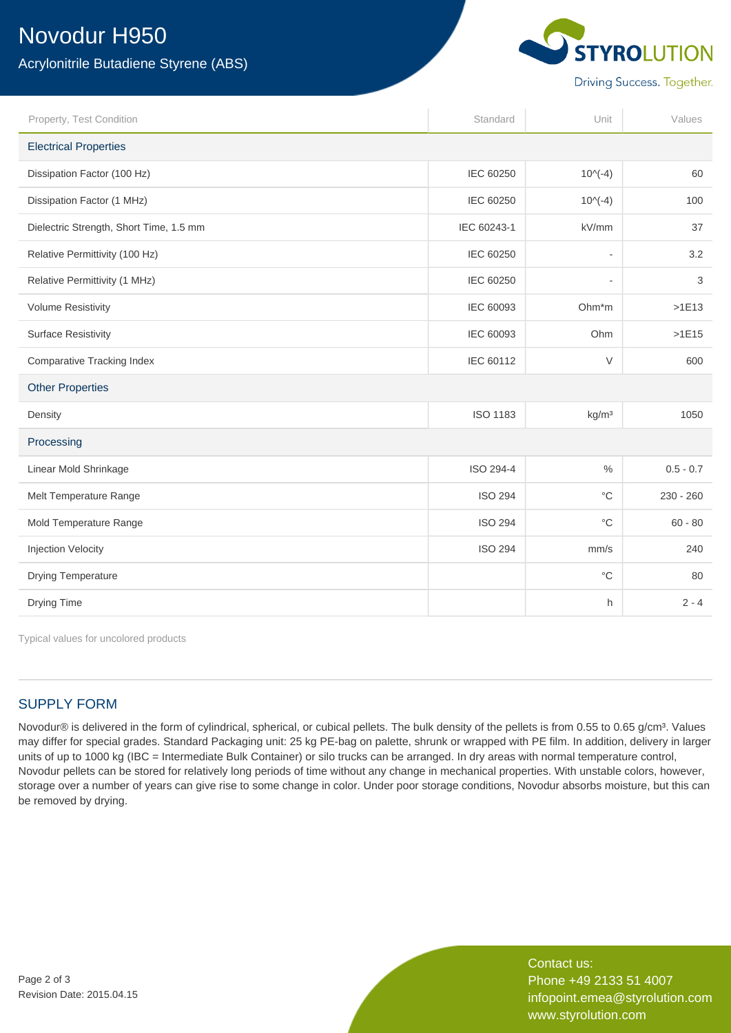# Novodur H950

Acrylonitrile Butadiene Styrene (ABS)

| Property, Test Condition | Standard | Unit | Values |
|---|---|---|---|
| **Electrical Properties** | | | |
| Dissipation Factor (100 Hz) | IEC 60250 | 10^(-4) | 60 |
| Dissipation Factor (1 MHz) | IEC 60250 | 10^(-4) | 100 |
| Dielectric Strength, Short Time, 1.5 mm | IEC 60243-1 | kV/mm | 37 |
| Relative Permittivity (100 Hz) | IEC 60250 | - | 3.2 |
| Relative Permittivity (1 MHz) | IEC 60250 | - | 3 |
| Volume Resistivity | IEC 60093 | Ohm*m | >1E13 |
| Surface Resistivity | IEC 60093 | Ohm | >1E15 |
| Comparative Tracking Index | IEC 60112 | V | 600 |
| **Other Properties** | | | |
| Density | ISO 1183 | kg/m³ | 1050 |
| **Processing** | | | |
| Linear Mold Shrinkage | ISO 294-4 | % | 0.5 - 0.7 |
| Melt Temperature Range | ISO 294 | °C | 230 - 260 |
| Mold Temperature Range | ISO 294 | °C | 60 - 80 |
| Injection Velocity | ISO 294 | mm/s | 240 |
| Drying Temperature | | °C | 80 |
| Drying Time | | h | 2 - 4 |

Typical values for uncolored products

## SUPPLY FORM

Novodur® is delivered in the form of cylindrical, spherical, or cubical pellets. The bulk density of the pellets is from 0.55 to 0.65 g/cm³. Values may differ for special grades. Standard Packaging unit: 25 kg PE-bag on palette, shrunk or wrapped with PE film. In addition, delivery in larger units of up to 1000 kg (IBC = Intermediate Bulk Container) or silo trucks can be arranged. In dry areas with normal temperature control, Novodur pellets can be stored for relatively long periods of time without any change in mechanical properties. With unstable colors, however, storage over a number of years can give rise to some change in color. Under poor storage conditions, Novodur absorbs moisture, but this can be removed by drying.

Revision Date: 2015.04.15

Contact us:
Phone +49 2133 51 4007
infopoint.emea@styrolution.com
www.styrolution.com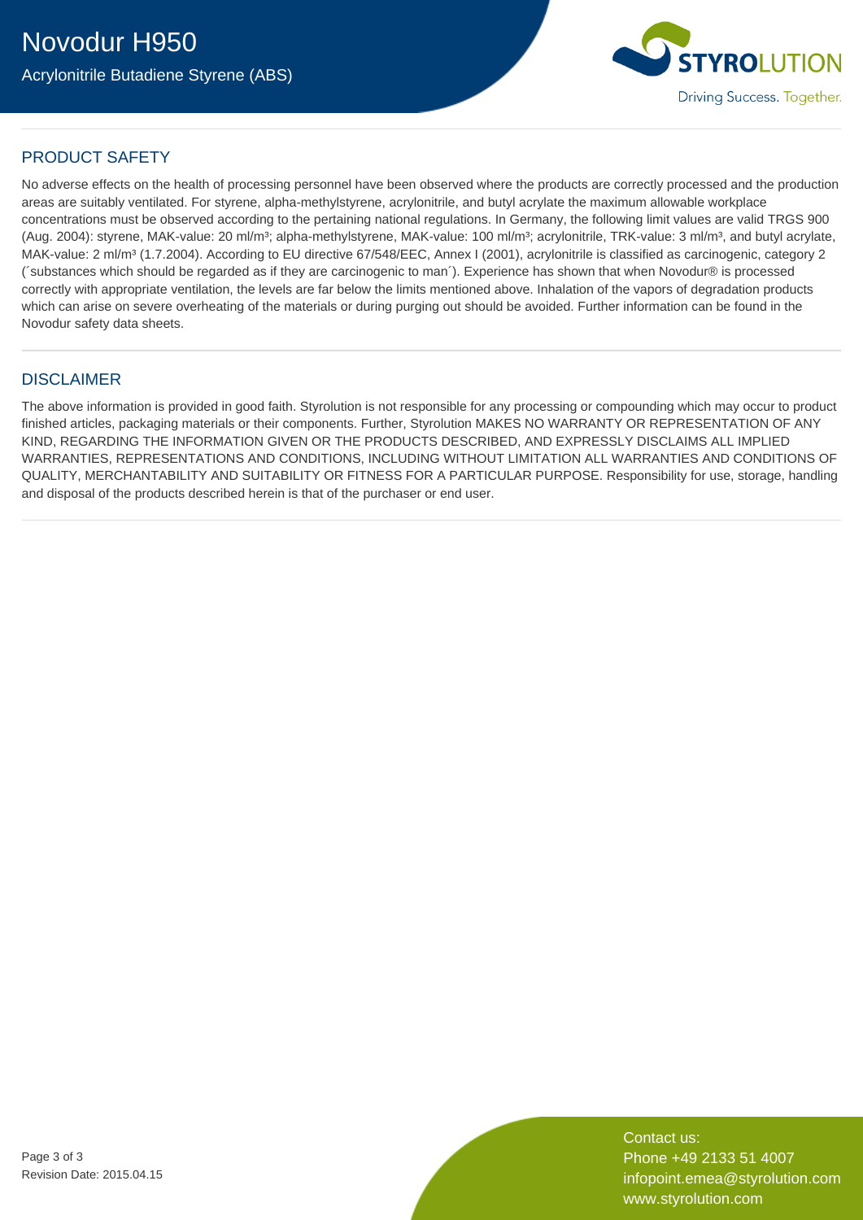## PRODUCT SAFETY

No adverse effects on the health of processing personnel have been observed where the products are correctly processed and the production areas are suitably ventilated. For styrene, alpha-methylstyrene, acrylonitrile, and butyl acrylate the maximum allowable workplace concentrations must be observed according to the pertaining national regulations. In Germany, the following limit values are valid TRGS 900 (Aug. 2004): styrene, MAK-value: 20 ml/m³; alpha-methylstyrene, MAK-value: 100 ml/m³; acrylonitrile, TRK-value: 3 ml/m³, and butyl acrylate, MAK-value: 2 ml/m³ (1.7.2004). According to EU directive 67/548/EEC, Annex I (2001), acrylonitrile is classified as carcinogenic, category 2 (´substances which should be regarded as if they are carcinogenic to man´). Experience has shown that when Novodur® is processed correctly with appropriate ventilation, the levels are far below the limits mentioned above. Inhalation of the vapors of degradation products which can arise on severe overheating of the materials or during purging out should be avoided. Further information can be found in the Novodur safety data sheets.

## DISCLAIMER

The above information is provided in good faith. Styrolution is not responsible for any processing or compounding which may occur to product finished articles, packaging materials or their components. Further, Styrolution MAKES NO WARRANTY OR REPRESENTATION OF ANY KIND, REGARDING THE INFORMATION GIVEN OR THE PRODUCTS DESCRIBED, AND EXPRESSLY DISCLAIMS ALL IMPLIED WARRANTIES, REPRESENTATIONS AND CONDITIONS, INCLUDING WITHOUT LIMITATION ALL WARRANTIES AND CONDITIONS OF QUALITY, MERCHANTABILITY AND SUITABILITY OR FITNESS FOR A PARTICULAR PURPOSE. Responsibility for use, storage, handling and disposal of the products described herein is that of the purchaser or end user.

Revision Date: 2015.04.15

Contact us:
Phone +49 2133 51 4007
infopoint.emea@styrolution.com
www.styrolution.com